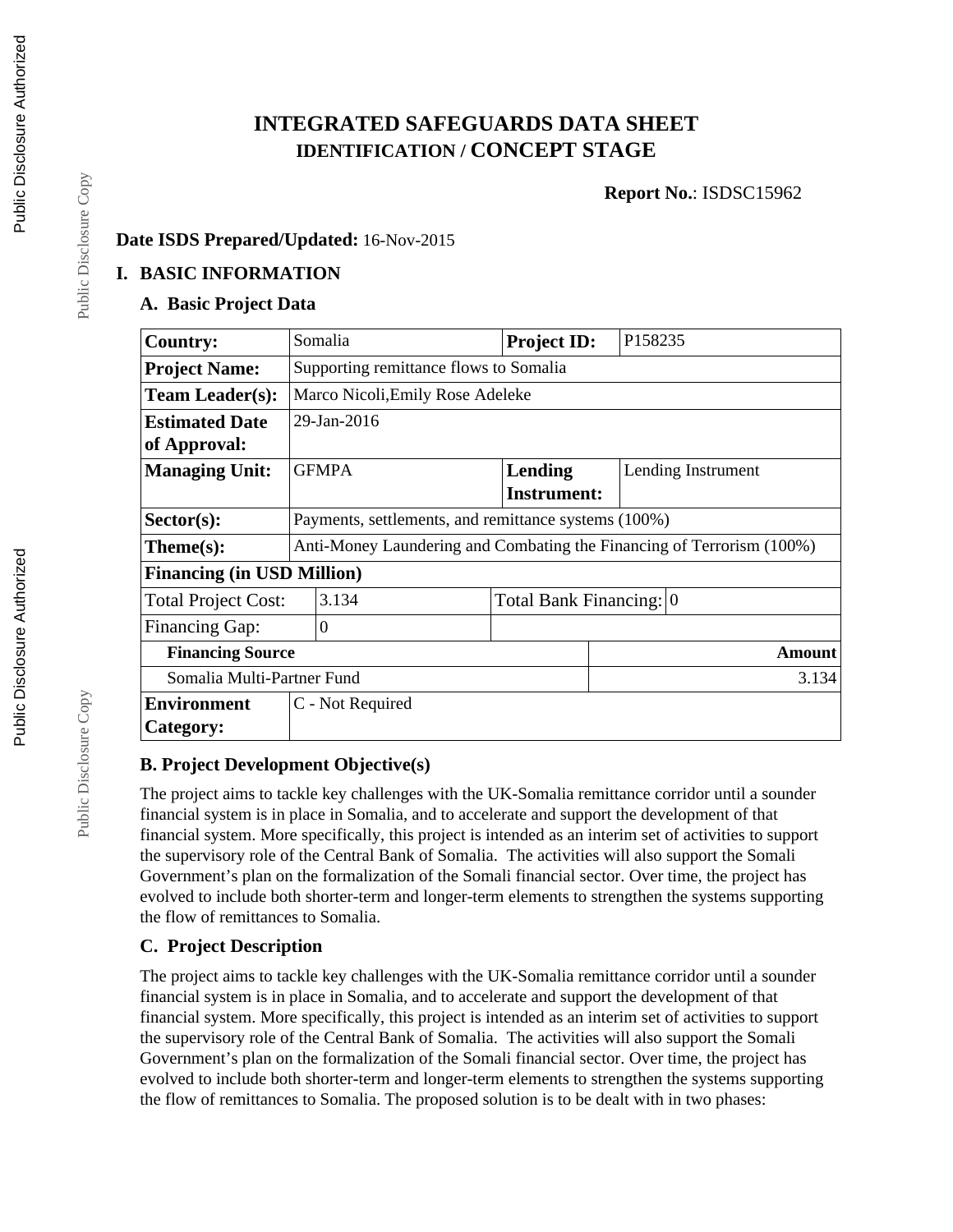# INTEGRATED SAFEGUARDS DATA SHEET
## IDENTIFICATION / CONCEPT STAGE

**Report No.**: ISDSC15962

**Date ISDS Prepared/Updated:** 16-Nov-2015

## I. BASIC INFORMATION

### A. Basic Project Data

| **Country:** | Somalia | **Project ID:** | P158235 |
|---|---|---|---|
| **Project Name:** | Supporting remittance flows to Somalia | | |
| **Team Leader(s):** | Marco Nicoli,Emily Rose Adeleke | | |
| **Estimated Date of Approval:** | 29-Jan-2016 | | |
| **Managing Unit:** | GFMPA | **Lending Instrument:** | Lending Instrument |
| **Sector(s):** | Payments, settlements, and remittance systems (100%) | | |
| **Theme(s):** | Anti-Money Laundering and Combating the Financing of Terrorism (100%) | | |
| **Financing (in USD Million)** | | | |
| Total Project Cost: | 3.134 | Total Bank Financing: | 0 |
| Financing Gap: | 0 | | |
| **Financing Source** | | | **Amount** |
| Somalia Multi-Partner Fund | | | 3.134 |
| **Environment Category:** | C - Not Required | | |

### B. Project Development Objective(s)

The project aims to tackle key challenges with the UK-Somalia remittance corridor until a sounder financial system is in place in Somalia, and to accelerate and support the development of that financial system. More specifically, this project is intended as an interim set of activities to support the supervisory role of the Central Bank of Somalia. The activities will also support the Somali Government's plan on the formalization of the Somali financial sector. Over time, the project has evolved to include both shorter-term and longer-term elements to strengthen the systems supporting the flow of remittances to Somalia.

### C. Project Description

The project aims to tackle key challenges with the UK-Somalia remittance corridor until a sounder financial system is in place in Somalia, and to accelerate and support the development of that financial system. More specifically, this project is intended as an interim set of activities to support the supervisory role of the Central Bank of Somalia. The activities will also support the Somali Government's plan on the formalization of the Somali financial sector. Over time, the project has evolved to include both shorter-term and longer-term elements to strengthen the systems supporting the flow of remittances to Somalia. The proposed solution is to be dealt with in two phases: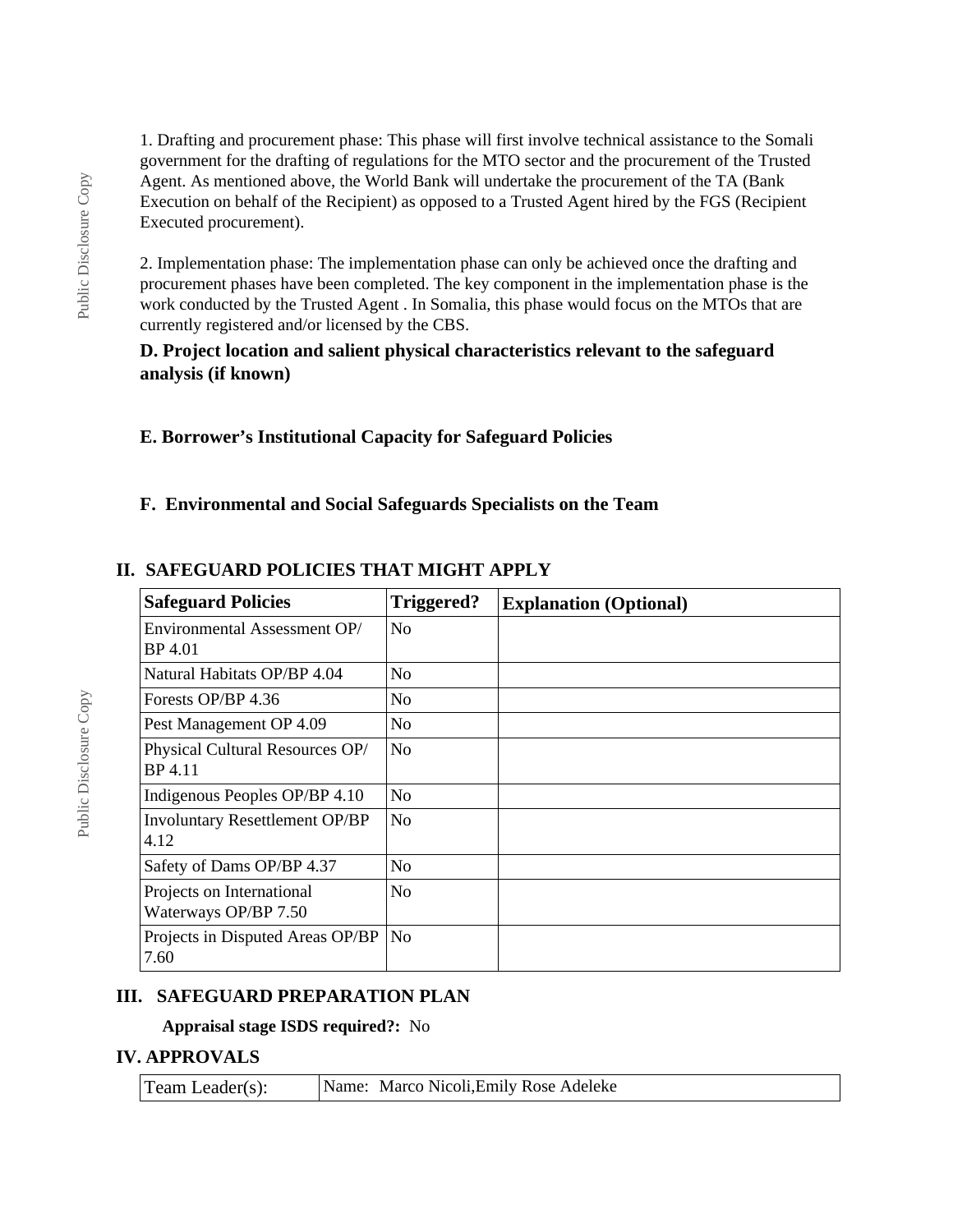1. Drafting and procurement phase: This phase will first involve technical assistance to the Somali government for the drafting of regulations for the MTO sector and the procurement of the Trusted Agent. As mentioned above, the World Bank will undertake the procurement of the TA (Bank Execution on behalf of the Recipient) as opposed to a Trusted Agent hired by the FGS (Recipient Executed procurement).

2. Implementation phase: The implementation phase can only be achieved once the drafting and procurement phases have been completed. The key component in the implementation phase is the work conducted by the Trusted Agent . In Somalia, this phase would focus on the MTOs that are currently registered and/or licensed by the CBS.

### D. Project location and salient physical characteristics relevant to the safeguard analysis (if known)

### E. Borrower's Institutional Capacity for Safeguard Policies

### F. Environmental and Social Safeguards Specialists on the Team

## II. SAFEGUARD POLICIES THAT MIGHT APPLY

| Safeguard Policies | Triggered? | Explanation (Optional) |
|---|---|---|
| Environmental Assessment OP/ BP 4.01 | No | |
| Natural Habitats OP/BP 4.04 | No | |
| Forests OP/BP 4.36 | No | |
| Pest Management OP 4.09 | No | |
| Physical Cultural Resources OP/ BP 4.11 | No | |
| Indigenous Peoples OP/BP 4.10 | No | |
| Involuntary Resettlement OP/BP 4.12 | No | |
| Safety of Dams OP/BP 4.37 | No | |
| Projects on International Waterways OP/BP 7.50 | No | |
| Projects in Disputed Areas OP/BP 7.60 | No | |

## III. SAFEGUARD PREPARATION PLAN

**Appraisal stage ISDS required?:** No

## IV. APPROVALS

| Team Leader(s): | Name: Marco Nicoli,Emily Rose Adeleke |
|---|---|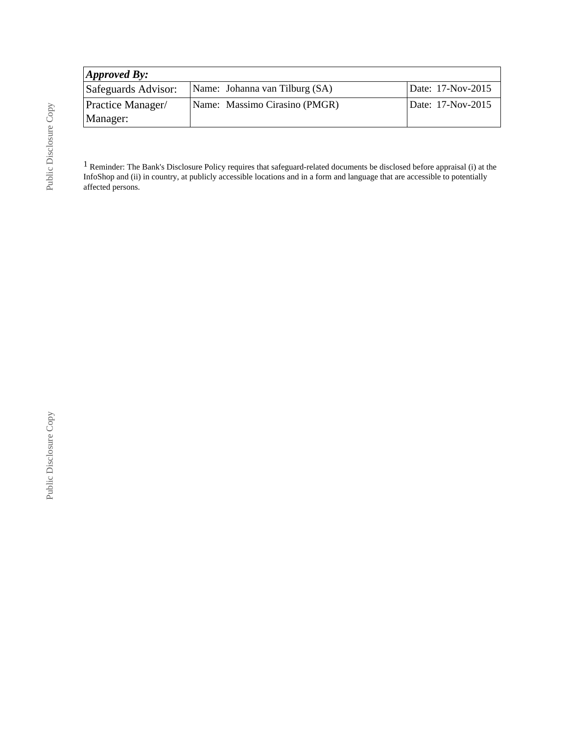| | | |
|---|---|---|
| ***Approved By:*** | | |
| Safeguards Advisor: | Name: Johanna van Tilburg (SA) | Date: 17-Nov-2015 |
| Practice Manager/ Manager: | Name: Massimo Cirasino (PMGR) | Date: 17-Nov-2015 |

[1] Reminder: The Bank's Disclosure Policy requires that safeguard-related documents be disclosed before appraisal (i) at the InfoShop and (ii) in country, at publicly accessible locations and in a form and language that are accessible to potentially affected persons.